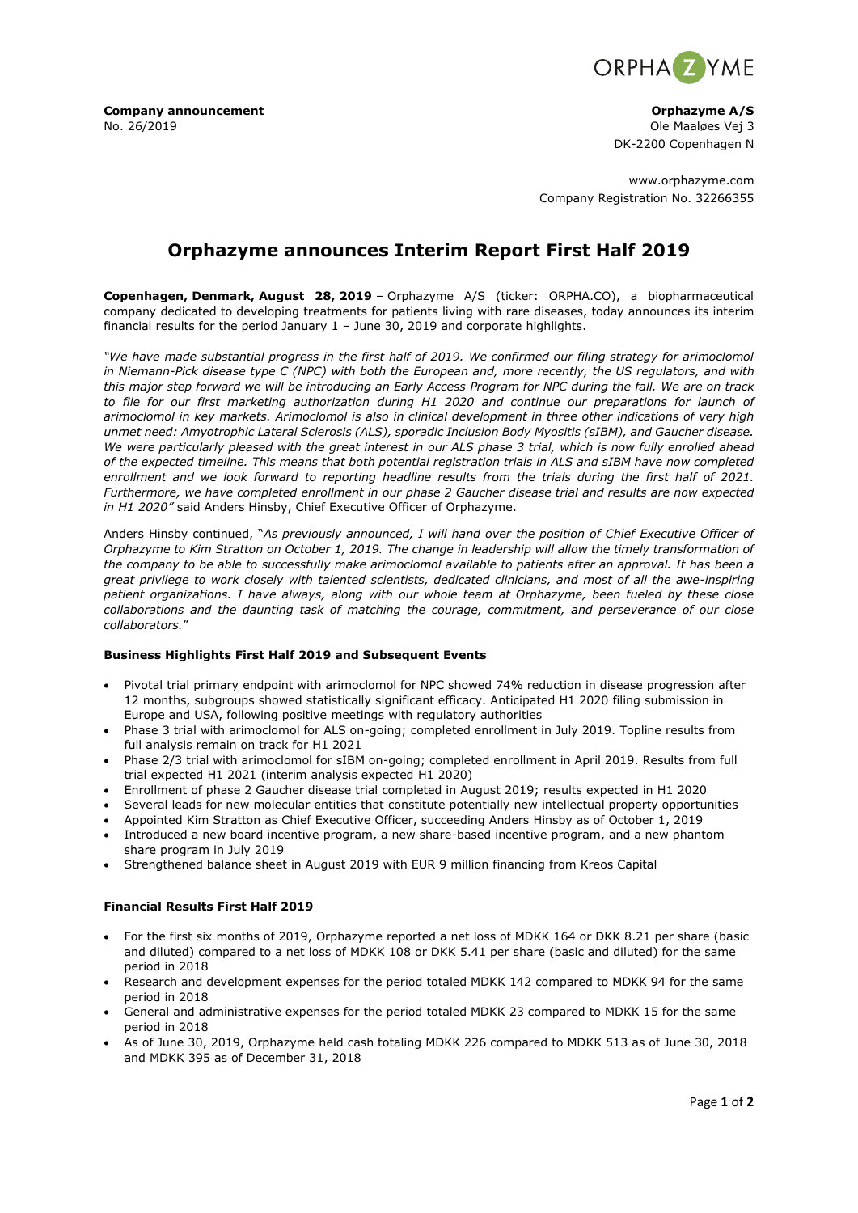**Company announcement**
No. 26/2019

**Orphazyme A/S**
Ole Maaløes Vej 3
DK-2200 Copenhagen N

www.orphazyme.com
Company Registration No. 32266355

# Orphazyme announces Interim Report First Half 2019

**Copenhagen, Denmark, August 28, 2019** – Orphazyme A/S (ticker: ORPHA.CO), a biopharmaceutical company dedicated to developing treatments for patients living with rare diseases, today announces its interim financial results for the period January 1 – June 30, 2019 and corporate highlights.

*"We have made substantial progress in the first half of 2019. We confirmed our filing strategy for arimoclomol in Niemann-Pick disease type C (NPC) with both the European and, more recently, the US regulators, and with this major step forward we will be introducing an Early Access Program for NPC during the fall. We are on track to file for our first marketing authorization during H1 2020 and continue our preparations for launch of arimoclomol in key markets. Arimoclomol is also in clinical development in three other indications of very high unmet need: Amyotrophic Lateral Sclerosis (ALS), sporadic Inclusion Body Myositis (sIBM), and Gaucher disease. We were particularly pleased with the great interest in our ALS phase 3 trial, which is now fully enrolled ahead of the expected timeline. This means that both potential registration trials in ALS and sIBM have now completed enrollment and we look forward to reporting headline results from the trials during the first half of 2021. Furthermore, we have completed enrollment in our phase 2 Gaucher disease trial and results are now expected in H1 2020"* said Anders Hinsby, Chief Executive Officer of Orphazyme.

Anders Hinsby continued, "*As previously announced, I will hand over the position of Chief Executive Officer of Orphazyme to Kim Stratton on October 1, 2019. The change in leadership will allow the timely transformation of the company to be able to successfully make arimoclomol available to patients after an approval. It has been a great privilege to work closely with talented scientists, dedicated clinicians, and most of all the awe-inspiring patient organizations. I have always, along with our whole team at Orphazyme, been fueled by these close collaborations and the daunting task of matching the courage, commitment, and perseverance of our close collaborators.*"

### Business Highlights First Half 2019 and Subsequent Events

- Pivotal trial primary endpoint with arimoclomol for NPC showed 74% reduction in disease progression after 12 months, subgroups showed statistically significant efficacy. Anticipated H1 2020 filing submission in Europe and USA, following positive meetings with regulatory authorities
- Phase 3 trial with arimoclomol for ALS on-going; completed enrollment in July 2019. Topline results from full analysis remain on track for H1 2021
- Phase 2/3 trial with arimoclomol for sIBM on-going; completed enrollment in April 2019. Results from full trial expected H1 2021 (interim analysis expected H1 2020)
- Enrollment of phase 2 Gaucher disease trial completed in August 2019; results expected in H1 2020
- Several leads for new molecular entities that constitute potentially new intellectual property opportunities
- Appointed Kim Stratton as Chief Executive Officer, succeeding Anders Hinsby as of October 1, 2019
- Introduced a new board incentive program, a new share-based incentive program, and a new phantom share program in July 2019
- Strengthened balance sheet in August 2019 with EUR 9 million financing from Kreos Capital

### Financial Results First Half 2019

- For the first six months of 2019, Orphazyme reported a net loss of MDKK 164 or DKK 8.21 per share (basic and diluted) compared to a net loss of MDKK 108 or DKK 5.41 per share (basic and diluted) for the same period in 2018
- Research and development expenses for the period totaled MDKK 142 compared to MDKK 94 for the same period in 2018
- General and administrative expenses for the period totaled MDKK 23 compared to MDKK 15 for the same period in 2018
- As of June 30, 2019, Orphazyme held cash totaling MDKK 226 compared to MDKK 513 as of June 30, 2018 and MDKK 395 as of December 31, 2018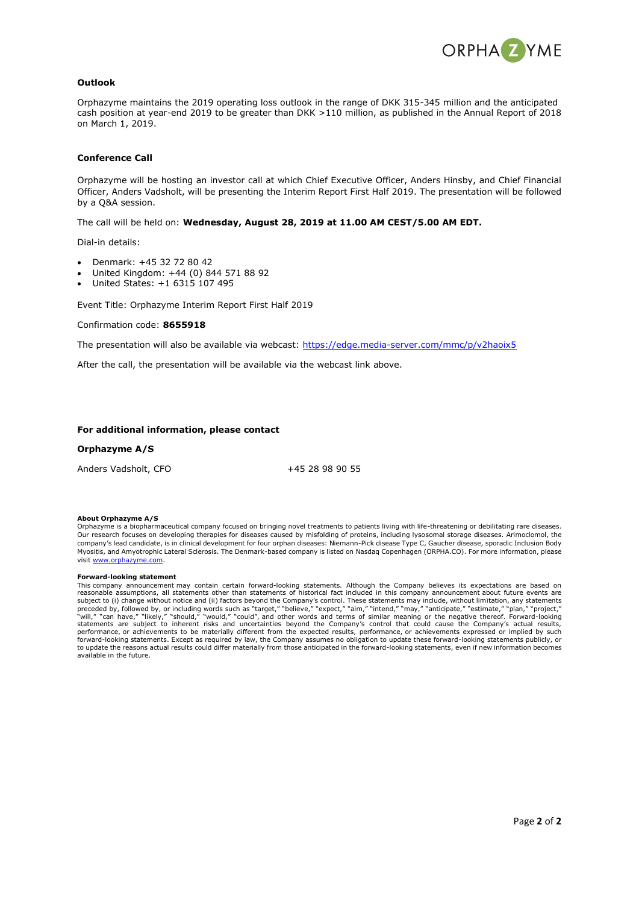**Outlook**

Orphazyme maintains the 2019 operating loss outlook in the range of DKK 315-345 million and the anticipated cash position at year-end 2019 to be greater than DKK >110 million, as published in the Annual Report of 2018 on March 1, 2019.

**Conference Call**

Orphazyme will be hosting an investor call at which Chief Executive Officer, Anders Hinsby, and Chief Financial Officer, Anders Vadsholt, will be presenting the Interim Report First Half 2019. The presentation will be followed by a Q&A session.

The call will be held on: **Wednesday, August 28, 2019 at 11.00 AM CEST/5.00 AM EDT.**

Dial-in details:

- Denmark: +45 32 72 80 42
- United Kingdom: +44 (0) 844 571 88 92
- United States: +1 6315 107 495

Event Title: Orphazyme Interim Report First Half 2019

Confirmation code: **8655918**

The presentation will also be available via webcast: https://edge.media-server.com/mmc/p/v2haoix5

After the call, the presentation will be available via the webcast link above.

**For additional information, please contact**

**Orphazyme A/S**

Anders Vadsholt, CFO +45 28 98 90 55

**About Orphazyme A/S**
Orphazyme is a biopharmaceutical company focused on bringing novel treatments to patients living with life-threatening or debilitating rare diseases. Our research focuses on developing therapies for diseases caused by misfolding of proteins, including lysosomal storage diseases. Arimoclomol, the company's lead candidate, is in clinical development for four orphan diseases: Niemann-Pick disease Type C, Gaucher disease, sporadic Inclusion Body Myositis, and Amyotrophic Lateral Sclerosis. The Denmark-based company is listed on Nasdaq Copenhagen (ORPHA.CO). For more information, please visit www.orphazyme.com.

**Forward-looking statement**
This company announcement may contain certain forward-looking statements. Although the Company believes its expectations are based on reasonable assumptions, all statements other than statements of historical fact included in this company announcement about future events are subject to (i) change without notice and (ii) factors beyond the Company's control. These statements may include, without limitation, any statements preceded by, followed by, or including words such as "target," "believe," "expect," "aim," "intend," "may," "anticipate," "estimate," "plan," "project," "will," "can have," "likely," "should," "would," "could", and other words and terms of similar meaning or the negative thereof. Forward-looking statements are subject to inherent risks and uncertainties beyond the Company's control that could cause the Company's actual results, performance, or achievements to be materially different from the expected results, performance, or achievements expressed or implied by such forward-looking statements. Except as required by law, the Company assumes no obligation to update these forward-looking statements publicly, or to update the reasons actual results could differ materially from those anticipated in the forward-looking statements, even if new information becomes available in the future.